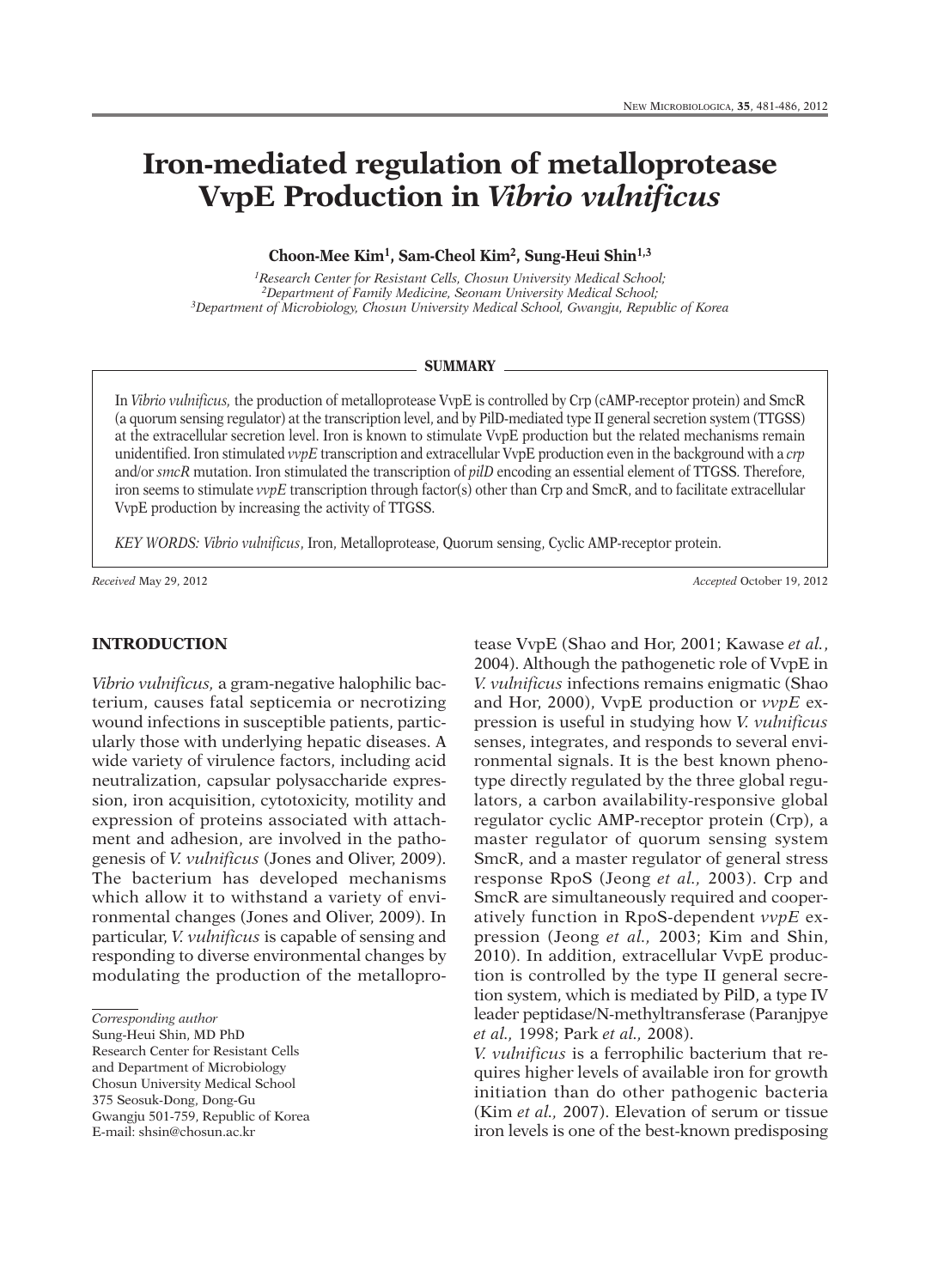# Iron-mediated regulation of metalloprotease VvpE Production in *Vibrio vulnificus*

**Choon-Mee Kim[1], Sam-Cheol Kim[2], Sung-Heui Shin[1,3]**

[1]*Research Center for Resistant Cells, Chosun University Medical School;*
[2]*Department of Family Medicine, Seonam University Medical School;*
[3]*Department of Microbiology, Chosun University Medical School, Gwangju, Republic of Korea*

**SUMMARY**

In *Vibrio vulnificus*, the production of metalloprotease VvpE is controlled by Crp (cAMP-receptor protein) and SmcR (a quorum sensing regulator) at the transcription level, and by PilD-mediated type II general secretion system (TTGSS) at the extracellular secretion level. Iron is known to stimulate VvpE production but the related mechanisms remain unidentified. Iron stimulated *vvpE* transcription and extracellular VvpE production even in the background with a *crp* and/or *smcR* mutation. Iron stimulated the transcription of *pilD* encoding an essential element of TTGSS. Therefore, iron seems to stimulate *vvpE* transcription through factor(s) other than Crp and SmcR, and to facilitate extracellular VvpE production by increasing the activity of TTGSS.

*KEY WORDS: Vibrio vulnificus*, Iron, Metalloprotease, Quorum sensing, Cyclic AMP-receptor protein.

*Received* May 29, 2012 *Accepted* October 19, 2012

## INTRODUCTION

*Vibrio vulnificus,* a gram-negative halophilic bacterium, causes fatal septicemia or necrotizing wound infections in susceptible patients, particularly those with underlying hepatic diseases. A wide variety of virulence factors, including acid neutralization, capsular polysaccharide expression, iron acquisition, cytotoxicity, motility and expression of proteins associated with attachment and adhesion, are involved in the pathogenesis of *V. vulnificus* (Jones and Oliver, 2009). The bacterium has developed mechanisms which allow it to withstand a variety of environmental changes (Jones and Oliver, 2009). In particular, *V. vulnificus* is capable of sensing and responding to diverse environmental changes by modulating the production of the metalloprotease VvpE (Shao and Hor, 2001; Kawase *et al.*, 2004). Although the pathogenetic role of VvpE in *V. vulnificus* infections remains enigmatic (Shao and Hor, 2000), VvpE production or *vvpE* expression is useful in studying how *V. vulnificus* senses, integrates, and responds to several environmental signals. It is the best known phenotype directly regulated by the three global regulators, a carbon availability-responsive global regulator cyclic AMP-receptor protein (Crp), a master regulator of quorum sensing system SmcR, and a master regulator of general stress response RpoS (Jeong *et al.*, 2003). Crp and SmcR are simultaneously required and cooperatively function in RpoS-dependent *vvpE* expression (Jeong *et al.*, 2003; Kim and Shin, 2010). In addition, extracellular VvpE production is controlled by the type II general secretion system, which is mediated by PilD, a type IV leader peptidase/N-methyltransferase (Paranjpye *et al.*, 1998; Park *et al.*, 2008).

*V. vulnificus* is a ferrophilic bacterium that requires higher levels of available iron for growth initiation than do other pathogenic bacteria (Kim *et al.*, 2007). Elevation of serum or tissue iron levels is one of the best-known predisposing

*Corresponding author*
Sung-Heui Shin, MD PhD
Research Center for Resistant Cells
and Department of Microbiology
Chosun University Medical School
375 Seosuk-Dong, Dong-Gu
Gwangju 501-759, Republic of Korea
E-mail: shsin@chosun.ac.kr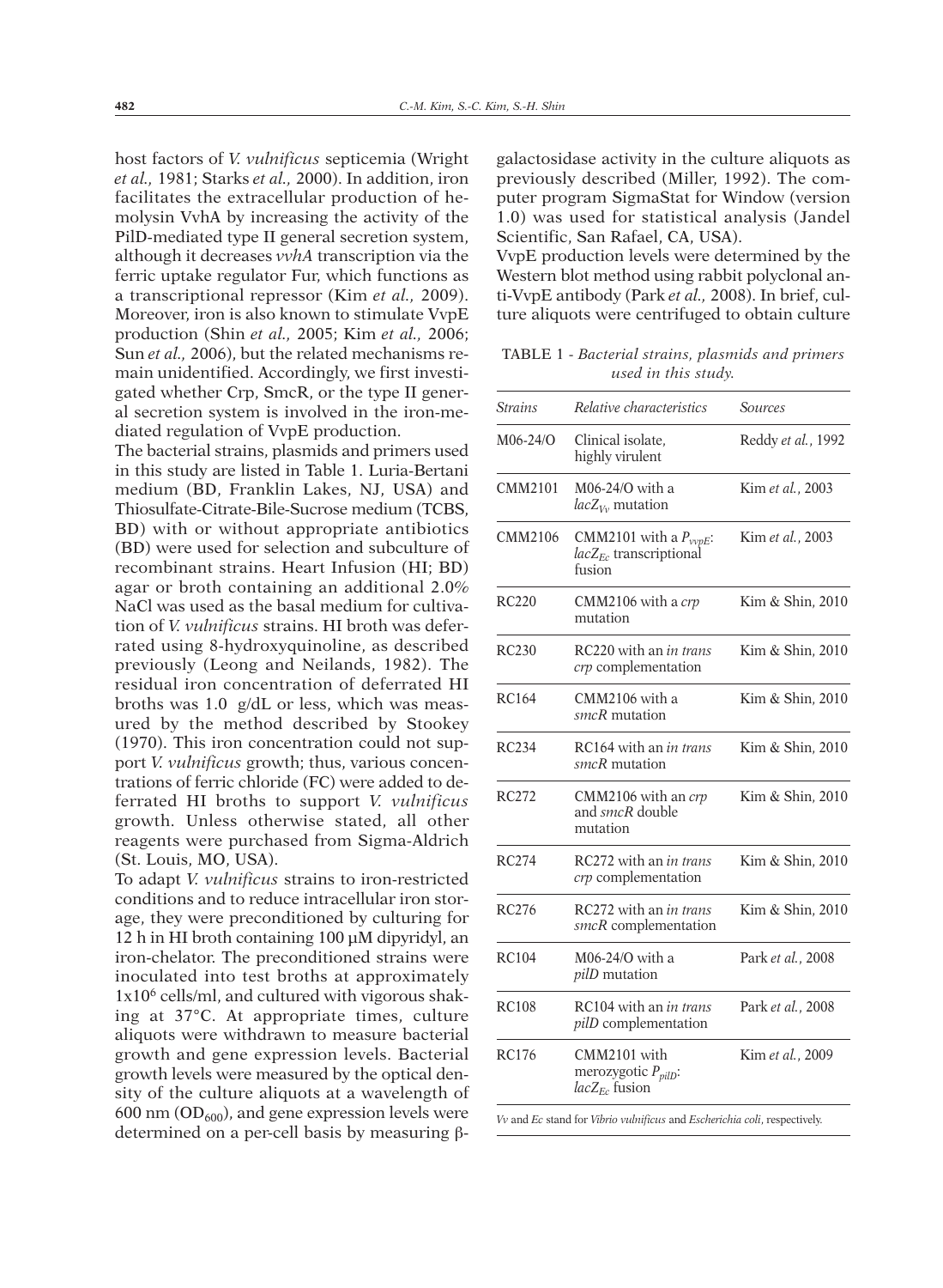host factors of *V. vulnificus* septicemia (Wright *et al.,* 1981; Starks *et al.,* 2000). In addition, iron facilitates the extracellular production of hemolysin VvhA by increasing the activity of the PilD-mediated type II general secretion system, although it decreases *vvhA* transcription via the ferric uptake regulator Fur, which functions as a transcriptional repressor (Kim *et al.,* 2009). Moreover, iron is also known to stimulate VvpE production (Shin *et al.,* 2005; Kim *et al.,* 2006; Sun *et al.,* 2006), but the related mechanisms remain unidentified. Accordingly, we first investigated whether Crp, SmcR, or the type II general secretion system is involved in the iron-mediated regulation of VvpE production.

The bacterial strains, plasmids and primers used in this study are listed in Table 1. Luria-Bertani medium (BD, Franklin Lakes, NJ, USA) and Thiosulfate-Citrate-Bile-Sucrose medium (TCBS, BD) with or without appropriate antibiotics (BD) were used for selection and subculture of recombinant strains. Heart Infusion (HI; BD) agar or broth containing an additional 2.0% NaCl was used as the basal medium for cultivation of *V. vulnificus* strains. HI broth was deferrated using 8-hydroxyquinoline, as described previously (Leong and Neilands, 1982). The residual iron concentration of deferrated HI broths was 1.0  g/dL or less, which was measured by the method described by Stookey (1970). This iron concentration could not support *V. vulnificus* growth; thus, various concentrations of ferric chloride (FC) were added to deferrated HI broths to support *V. vulnificus* growth. Unless otherwise stated, all other reagents were purchased from Sigma-Aldrich (St. Louis, MO, USA).

To adapt *V. vulnificus* strains to iron-restricted conditions and to reduce intracellular iron storage, they were preconditioned by culturing for 12 h in HI broth containing 100 µM dipyridyl, an iron-chelator. The preconditioned strains were inoculated into test broths at approximately $1 \times 10^6$ cells/ml, and cultured with vigorous shaking at 37°C. At appropriate times, culture aliquots were withdrawn to measure bacterial growth and gene expression levels. Bacterial growth levels were measured by the optical density of the culture aliquots at a wavelength of 600 nm ($OD_{600}$), and gene expression levels were determined on a per-cell basis by measuring β-galactosidase activity in the culture aliquots as previously described (Miller, 1992). The computer program SigmaStat for Window (version 1.0) was used for statistical analysis (Jandel Scientific, San Rafael, CA, USA).

VvpE production levels were determined by the Western blot method using rabbit polyclonal anti-VvpE antibody (Park *et al.,* 2008). In brief, culture aliquots were centrifuged to obtain culture

TABLE 1 - *Bacterial strains, plasmids and primers used in this study.*

| *Strains* | *Relative characteristics* | *Sources* |
|---|---|---|
| M06-24/O | Clinical isolate, highly virulent | Reddy *et al.*, 1992 |
| CMM2101 | M06-24/O with a $lacZ_{Vv}$ mutation | Kim *et al.*, 2003 |
| CMM2106 | CMM2101 with a $P_{vvpE}$:$lacZ_{Ec}$ transcriptional fusion | Kim *et al.*, 2003 |
| RC220 | CMM2106 with a *crp* mutation | Kim & Shin, 2010 |
| RC230 | RC220 with an *in trans* *crp* complementation | Kim & Shin, 2010 |
| RC164 | CMM2106 with a *smcR* mutation | Kim & Shin, 2010 |
| RC234 | RC164 with an *in trans* *smcR* mutation | Kim & Shin, 2010 |
| RC272 | CMM2106 with an *crp* and *smcR* double mutation | Kim & Shin, 2010 |
| RC274 | RC272 with an *in trans* *crp* complementation | Kim & Shin, 2010 |
| RC276 | RC272 with an *in trans* *smcR* complementation | Kim & Shin, 2010 |
| RC104 | M06-24/O with a *pilD* mutation | Park *et al.*, 2008 |
| RC108 | RC104 with an *in trans* *pilD* complementation | Park *et al.*, 2008 |
| RC176 | CMM2101 with merozygotic $P_{pilD}$:$lacZ_{Ec}$ fusion | Kim *et al.*, 2009 |

*Vv* and *Ec* stand for *Vibrio vulnificus* and *Escherichia coli*, respectively.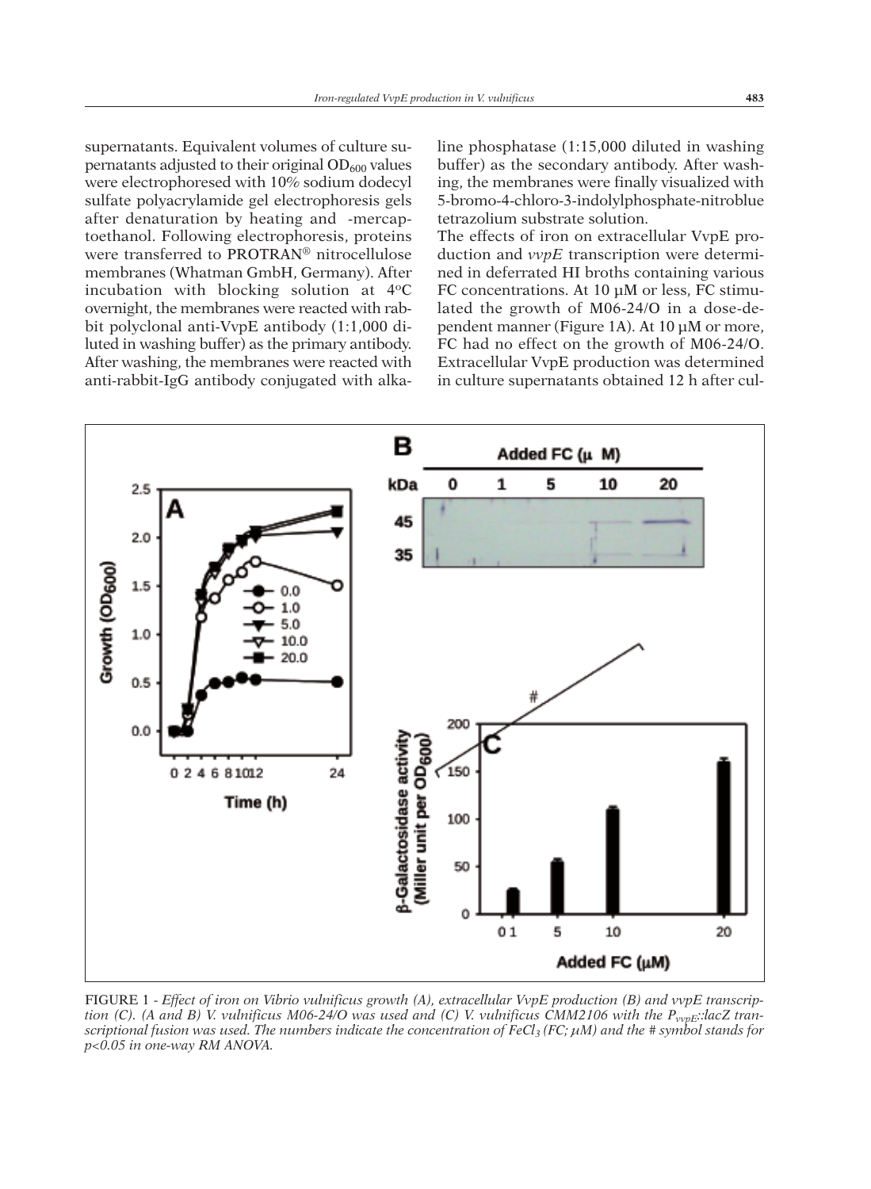supernatants. Equivalent volumes of culture supernatants adjusted to their original $OD_{600}$ values were electrophoresed with 10% sodium dodecyl sulfate polyacrylamide gel electrophoresis gels after denaturation by heating and -mercaptoethanol. Following electrophoresis, proteins were transferred to PROTRAN® nitrocellulose membranes (Whatman GmbH, Germany). After incubation with blocking solution at 4°C overnight, the membranes were reacted with rabbit polyclonal anti-VvpE antibody (1:1,000 diluted in washing buffer) as the primary antibody. After washing, the membranes were reacted with anti-rabbit-IgG antibody conjugated with alkaline phosphatase (1:15,000 diluted in washing buffer) as the secondary antibody. After washing, the membranes were finally visualized with 5-bromo-4-chloro-3-indolylphosphate-nitroblue tetrazolium substrate solution.

The effects of iron on extracellular VvpE production and *vvpE* transcription were determined in deferrated HI broths containing various FC concentrations. At 10 μM or less, FC stimulated the growth of M06-24/O in a dose-dependent manner (Figure 1A). At 10 μM or more, FC had no effect on the growth of M06-24/O. Extracellular VvpE production was determined in culture supernatants obtained 12 h after cul-

FIGURE 1 - *Effect of iron on Vibrio vulnificus growth (A), extracellular VvpE production (B) and vvpE transcription (C). (A and B) V. vulnificus M06-24/O was used and (C) V. vulnificus CMM2106 with the $P_{vvpE}$::lacZ transcriptional fusion was used. The numbers indicate the concentration of $FeCl_3$ (FC; μM) and the # symbol stands for $p<0.05$ in one-way RM ANOVA.*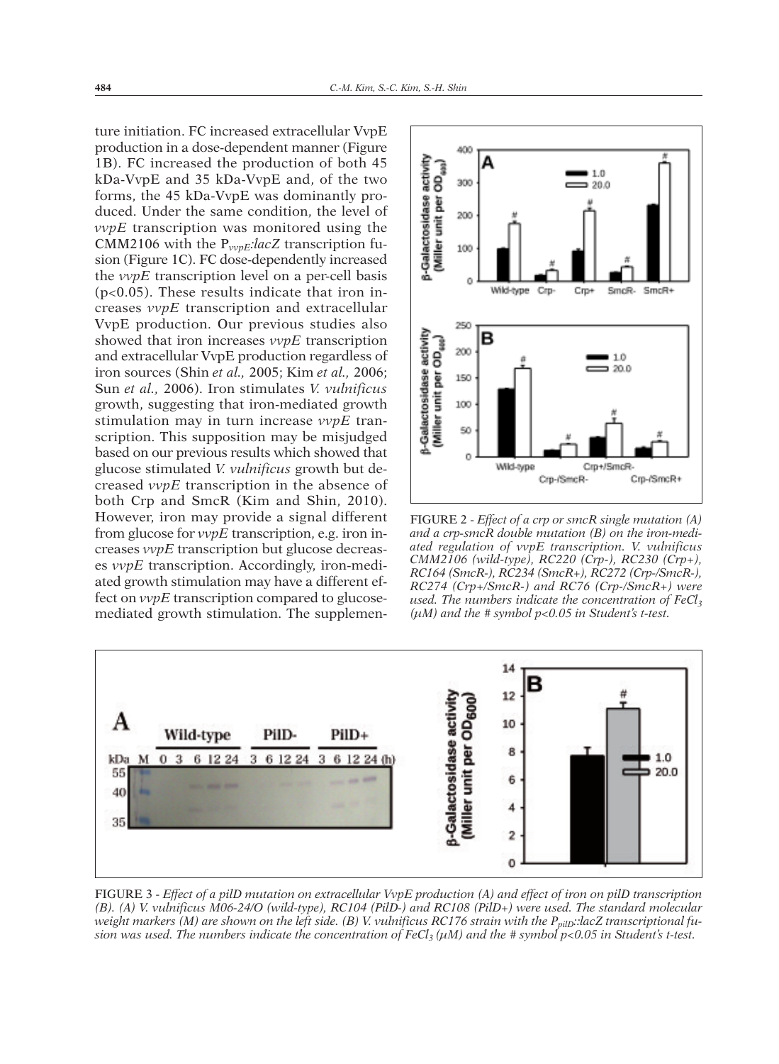ture initiation. FC increased extracellular VvpE production in a dose-dependent manner (Figure 1B). FC increased the production of both 45 kDa-VvpE and 35 kDa-VvpE and, of the two forms, the 45 kDa-VvpE was dominantly produced. Under the same condition, the level of *vvpE* transcription was monitored using the CMM2106 with the $P_{vvpE}$:*lacZ* transcription fusion (Figure 1C). FC dose-dependently increased the *vvpE* transcription level on a per-cell basis ($p<0.05$). These results indicate that iron increases *vvpE* transcription and extracellular VvpE production. Our previous studies also showed that iron increases *vvpE* transcription and extracellular VvpE production regardless of iron sources (Shin *et al.,* 2005; Kim *et al.,* 2006; Sun *et al.,* 2006). Iron stimulates *V. vulnificus* growth, suggesting that iron-mediated growth stimulation may in turn increase *vvpE* transcription. This supposition may be misjudged based on our previous results which showed that glucose stimulated *V. vulnificus* growth but decreased *vvpE* transcription in the absence of both Crp and SmcR (Kim and Shin, 2010). However, iron may provide a signal different from glucose for *vvpE* transcription, e.g. iron increases *vvpE* transcription but glucose decreases *vvpE* transcription. Accordingly, iron-mediated growth stimulation may have a different effect on *vvpE* transcription compared to glucose-mediated growth stimulation. The supplemen-

FIGURE 2 - *Effect of a crp or smcR single mutation (A) and a crp-smcR double mutation (B) on the iron-mediated regulation of vvpE transcription. V. vulnificus CMM2106 (wild-type), RC220 (Crp-), RC230 (Crp+), RC164 (SmcR-), RC234 (SmcR+), RC272 (Crp-/SmcR-), RC274 (Crp+/SmcR-) and RC76 (Crp-/SmcR+) were used. The numbers indicate the concentration of $FeCl_3$ (μM) and the # symbol $p<0.05$ in Student's t-test.*

FIGURE 3 - *Effect of a pilD mutation on extracellular VvpE production (A) and effect of iron on pilD transcription (B). (A) V. vulnificus M06-24/O (wild-type), RC104 (PilD-) and RC108 (PilD+) were used. The standard molecular weight markers (M) are shown on the left side. (B) V. vulnificus RC176 strain with the $P_{pilD}$::lacZ transcriptional fusion was used. The numbers indicate the concentration of $FeCl_3$ (μM) and the # symbol $p<0.05$ in Student's t-test.*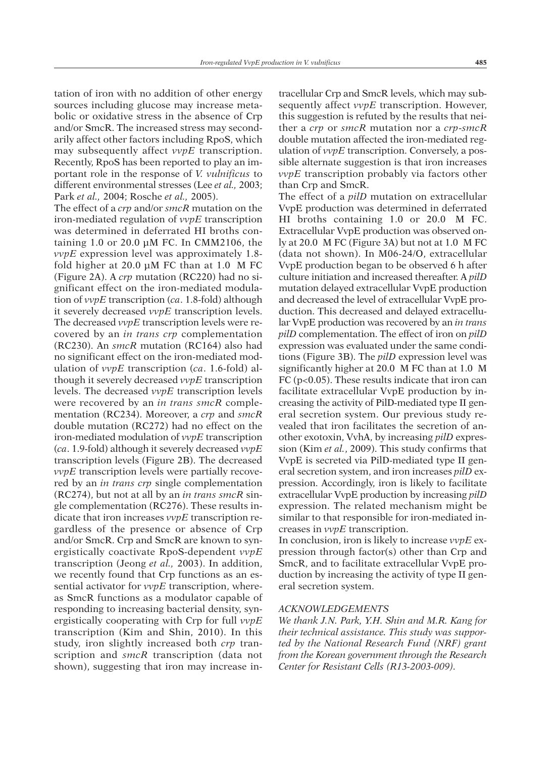tation of iron with no addition of other energy sources including glucose may increase metabolic or oxidative stress in the absence of Crp and/or SmcR. The increased stress may secondarily affect other factors including RpoS, which may subsequently affect *vvpE* transcription. Recently, RpoS has been reported to play an important role in the response of *V. vulnificus* to different environmental stresses (Lee *et al.,* 2003; Park *et al.,* 2004; Rosche *et al.,* 2005).

The effect of a *crp* and/or *smcR* mutation on the iron-mediated regulation of *vvpE* transcription was determined in deferrated HI broths containing 1.0 or 20.0 µM FC. In CMM2106, the *vvpE* expression level was approximately 1.8-fold higher at 20.0 µM FC than at 1.0 M FC (Figure 2A). A *crp* mutation (RC220) had no significant effect on the iron-mediated modulation of *vvpE* transcription (*ca*. 1.8-fold) although it severely decreased *vvpE* transcription levels. The decreased *vvpE* transcription levels were recovered by an *in trans crp* complementation (RC230). An *smcR* mutation (RC164) also had no significant effect on the iron-mediated modulation of *vvpE* transcription (*ca*. 1.6-fold) although it severely decreased *vvpE* transcription levels. The decreased *vvpE* transcription levels were recovered by an *in trans smcR* complementation (RC234). Moreover, a *crp* and *smcR* double mutation (RC272) had no effect on the iron-mediated modulation of *vvpE* transcription (*ca*. 1.9-fold) although it severely decreased *vvpE* transcription levels (Figure 2B). The decreased *vvpE* transcription levels were partially recovered by an *in trans crp* single complementation (RC274), but not at all by an *in trans smcR* single complementation (RC276). These results indicate that iron increases *vvpE* transcription regardless of the presence or absence of Crp and/or SmcR. Crp and SmcR are known to synergistically coactivate RpoS-dependent *vvpE* transcription (Jeong *et al.,* 2003). In addition, we recently found that Crp functions as an essential activator for *vvpE* transcription, whereas SmcR functions as a modulator capable of responding to increasing bacterial density, synergistically cooperating with Crp for full *vvpE* transcription (Kim and Shin, 2010). In this study, iron slightly increased both *crp* transcription and *smcR* transcription (data not shown), suggesting that iron may increase intracellular Crp and SmcR levels, which may subsequently affect *vvpE* transcription. However, this suggestion is refuted by the results that neither a *crp* or *smcR* mutation nor a *crp-smcR* double mutation affected the iron-mediated regulation of *vvpE* transcription. Conversely, a possible alternate suggestion is that iron increases *vvpE* transcription probably via factors other than Crp and SmcR.

The effect of a *pilD* mutation on extracellular VvpE production was determined in deferrated HI broths containing 1.0 or 20.0 M FC. Extracellular VvpE production was observed only at 20.0 M FC (Figure 3A) but not at 1.0 M FC (data not shown). In M06-24/O, extracellular VvpE production began to be observed 6 h after culture initiation and increased thereafter. A *pilD* mutation delayed extracellular VvpE production and decreased the level of extracellular VvpE production. This decreased and delayed extracellular VvpE production was recovered by an *in trans pilD* complementation. The effect of iron on *pilD* expression was evaluated under the same conditions (Figure 3B). The *pilD* expression level was significantly higher at 20.0 M FC than at 1.0 M FC ($p<0.05$). These results indicate that iron can facilitate extracellular VvpE production by increasing the activity of PilD-mediated type II general secretion system. Our previous study revealed that iron facilitates the secretion of another exotoxin, VvhA, by increasing *pilD* expression (Kim *et al.*, 2009). This study confirms that VvpE is secreted via PilD-mediated type II general secretion system, and iron increases *pilD* expression. Accordingly, iron is likely to facilitate extracellular VvpE production by increasing *pilD* expression. The related mechanism might be similar to that responsible for iron-mediated increases in *vvpE* transcription.

In conclusion, iron is likely to increase *vvpE* expression through factor(s) other than Crp and SmcR, and to facilitate extracellular VvpE production by increasing the activity of type II general secretion system.

## ACKNOWLEDGEMENTS

*We thank J.N. Park, Y.H. Shin and M.R. Kang for their technical assistance. This study was supported by the National Research Fund (NRF) grant from the Korean government through the Research Center for Resistant Cells (R13-2003-009).*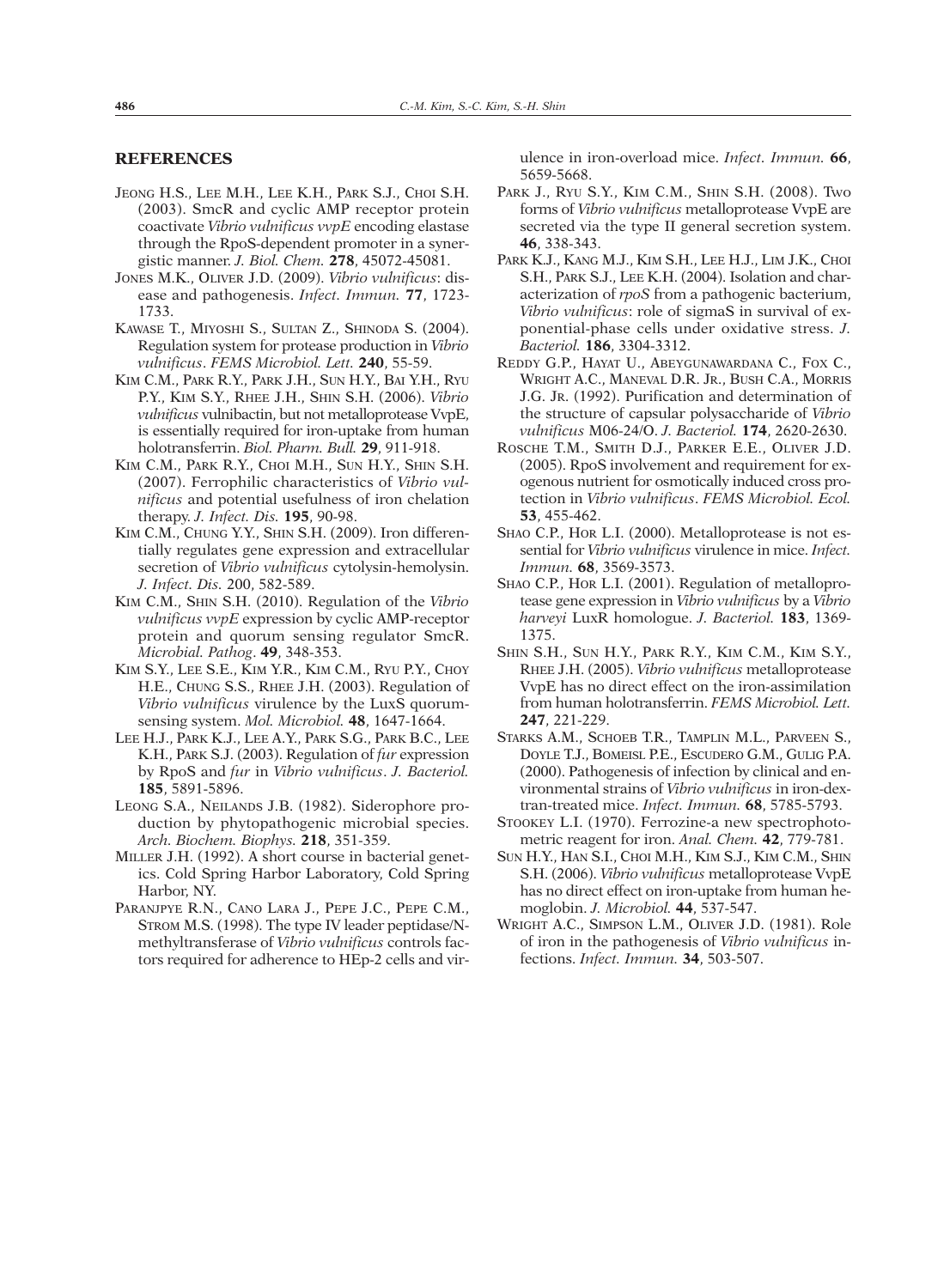## REFERENCES

JEONG H.S., LEE M.H., LEE K.H., PARK S.J., CHOI S.H. (2003). SmcR and cyclic AMP receptor protein coactivate *Vibrio vulnificus vvpE* encoding elastase through the RpoS-dependent promoter in a synergistic manner. *J. Biol. Chem.* **278**, 45072-45081.

JONES M.K., OLIVER J.D. (2009). *Vibrio vulnificus*: disease and pathogenesis. *Infect. Immun.* **77**, 1723-1733.

KAWASE T., MIYOSHI S., SULTAN Z., SHINODA S. (2004). Regulation system for protease production in *Vibrio vulnificus*. *FEMS Microbiol. Lett.* **240**, 55-59.

KIM C.M., PARK R.Y., PARK J.H., SUN H.Y., BAI Y.H., RYU P.Y., KIM S.Y., RHEE J.H., SHIN S.H. (2006). *Vibrio vulnificus* vulnibactin, but not metalloprotease VvpE, is essentially required for iron-uptake from human holotransferrin. *Biol. Pharm. Bull.* **29**, 911-918.

KIM C.M., PARK R.Y., CHOI M.H., SUN H.Y., SHIN S.H. (2007). Ferrophilic characteristics of *Vibrio vulnificus* and potential usefulness of iron chelation therapy. *J. Infect. Dis.* **195**, 90-98.

KIM C.M., CHUNG Y.Y., SHIN S.H. (2009). Iron differentially regulates gene expression and extracellular secretion of *Vibrio vulnificus* cytolysin-hemolysin. *J. Infect. Dis.* 200, 582-589.

KIM C.M., SHIN S.H. (2010). Regulation of the *Vibrio vulnificus vvpE* expression by cyclic AMP-receptor protein and quorum sensing regulator SmcR. *Microbial. Pathog.* **49**, 348-353.

KIM S.Y., LEE S.E., KIM Y.R., KIM C.M., RYU P.Y., CHOY H.E., CHUNG S.S., RHEE J.H. (2003). Regulation of *Vibrio vulnificus* virulence by the LuxS quorum-sensing system. *Mol. Microbiol.* **48**, 1647-1664.

LEE H.J., PARK K.J., LEE A.Y., PARK S.G., PARK B.C., LEE K.H., PARK S.J. (2003). Regulation of *fur* expression by RpoS and *fur* in *Vibrio vulnificus*. *J. Bacteriol.* **185**, 5891-5896.

LEONG S.A., NEILANDS J.B. (1982). Siderophore production by phytopathogenic microbial species. *Arch. Biochem. Biophys.* **218**, 351-359.

MILLER J.H. (1992). A short course in bacterial genetics. Cold Spring Harbor Laboratory, Cold Spring Harbor, NY.

PARANJPYE R.N., CANO LARA J., PEPE J.C., PEPE C.M., STROM M.S. (1998). The type IV leader peptidase/N-methyltransferase of *Vibrio vulnificus* controls factors required for adherence to HEp-2 cells and virulence in iron-overload mice. *Infect. Immun.* **66**, 5659-5668.

PARK J., RYU S.Y., KIM C.M., SHIN S.H. (2008). Two forms of *Vibrio vulnificus* metalloprotease VvpE are secreted via the type II general secretion system. **46**, 338-343.

PARK K.J., KANG M.J., KIM S.H., LEE H.J., LIM J.K., CHOI S.H., PARK S.J., LEE K.H. (2004). Isolation and characterization of *rpoS* from a pathogenic bacterium, *Vibrio vulnificus*: role of sigmaS in survival of exponential-phase cells under oxidative stress. *J. Bacteriol.* **186**, 3304-3312.

REDDY G.P., HAYAT U., ABEYGUNAWARDANA C., FOX C., WRIGHT A.C., MANEVAL D.R. JR., BUSH C.A., MORRIS J.G. JR. (1992). Purification and determination of the structure of capsular polysaccharide of *Vibrio vulnificus* M06-24/O. *J. Bacteriol.* **174**, 2620-2630.

ROSCHE T.M., SMITH D.J., PARKER E.E., OLIVER J.D. (2005). RpoS involvement and requirement for exogenous nutrient for osmotically induced cross protection in *Vibrio vulnificus*. *FEMS Microbiol. Ecol.* **53**, 455-462.

SHAO C.P., HOR L.I. (2000). Metalloprotease is not essential for *Vibrio vulnificus* virulence in mice. *Infect. Immun.* **68**, 3569-3573.

SHAO C.P., HOR L.I. (2001). Regulation of metalloprotease gene expression in *Vibrio vulnificus* by a *Vibrio harveyi* LuxR homologue. *J. Bacteriol.* **183**, 1369-1375.

SHIN S.H., SUN H.Y., PARK R.Y., KIM C.M., KIM S.Y., RHEE J.H. (2005). *Vibrio vulnificus* metalloprotease VvpE has no direct effect on the iron-assimilation from human holotransferrin. *FEMS Microbiol. Lett.* **247**, 221-229.

STARKS A.M., SCHOEB T.R., TAMPLIN M.L., PARVEEN S., DOYLE T.J., BOMEISL P.E., ESCUDERO G.M., GULIG P.A. (2000). Pathogenesis of infection by clinical and environmental strains of *Vibrio vulnificus* in iron-dextran-treated mice. *Infect. Immun.* **68**, 5785-5793.

STOOKEY L.I. (1970). Ferrozine-a new spectrophotometric reagent for iron. *Anal. Chem.* **42**, 779-781.

SUN H.Y., HAN S.I., CHOI M.H., KIM S.J., KIM C.M., SHIN S.H. (2006). *Vibrio vulnificus* metalloprotease VvpE has no direct effect on iron-uptake from human hemoglobin. *J. Microbiol.* **44**, 537-547.

WRIGHT A.C., SIMPSON L.M., OLIVER J.D. (1981). Role of iron in the pathogenesis of *Vibrio vulnificus* infections. *Infect. Immun.* **34**, 503-507.